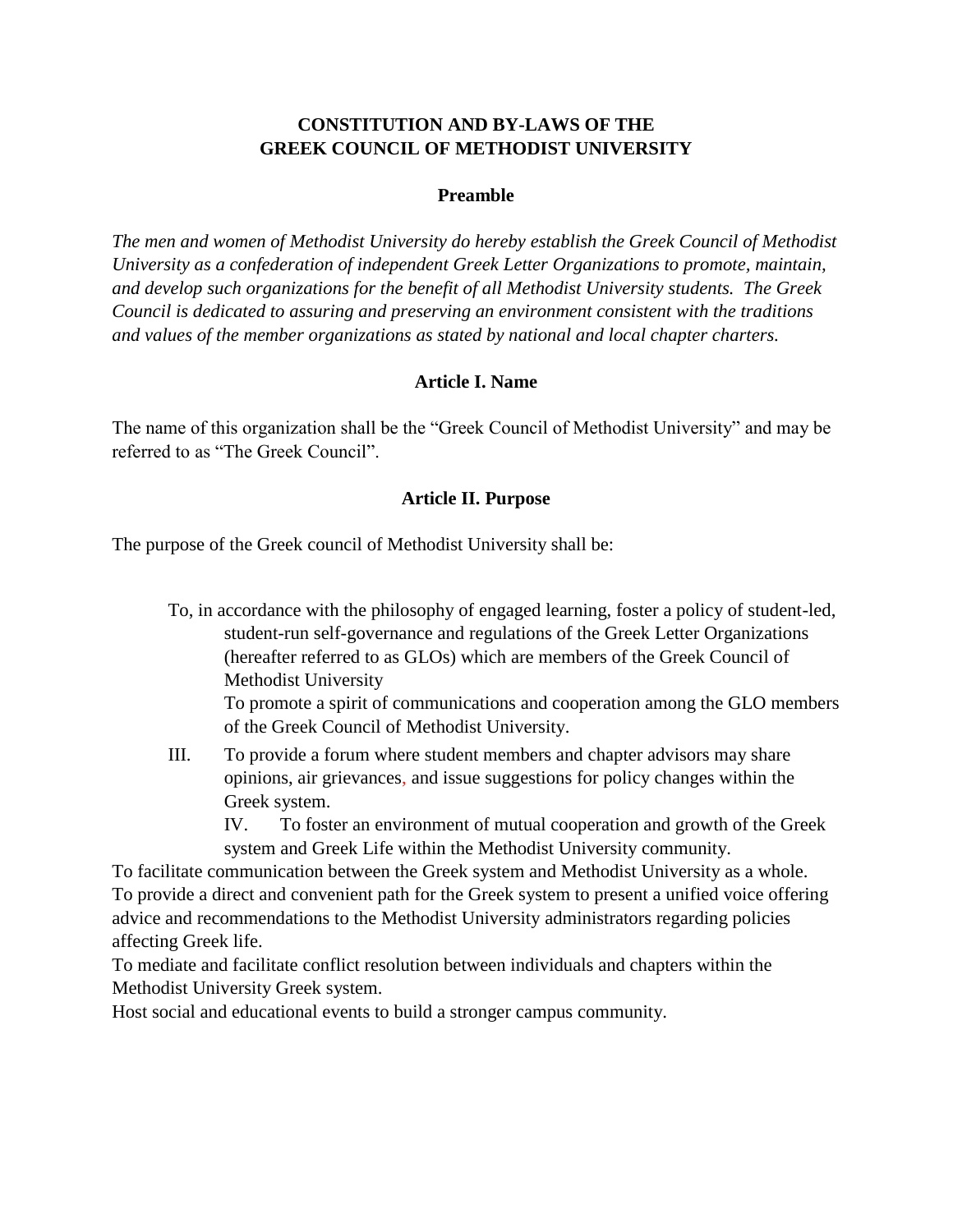**CONSTITUTION AND BY-LAWS OF THE GREEK COUNCIL OF METHODIST UNIVERSITY**

**Preamble**

*The men and women of Methodist University do hereby establish the Greek Council of Methodist University as a confederation of independent Greek Letter Organizations to promote, maintain, and develop such organizations for the benefit of all Methodist University students. The Greek Council is dedicated to assuring and preserving an environment consistent with the traditions and values of the member organizations as stated by national and local chapter charters.*

**Article I. Name**

The name of this organization shall be the "Greek Council of Methodist University" and may be referred to as "The Greek Council".

**Article II. Purpose**

The purpose of the Greek council of Methodist University shall be:

To, in accordance with the philosophy of engaged learning, foster a policy of student-led, student-run self-governance and regulations of the Greek Letter Organizations (hereafter referred to as GLOs) which are members of the Greek Council of Methodist University

To promote a spirit of communications and cooperation among the GLO members of the Greek Council of Methodist University.

III. To provide a forum where student members and chapter advisors may share opinions, air grievances, and issue suggestions for policy changes within the Greek system.

IV. To foster an environment of mutual cooperation and growth of the Greek system and Greek Life within the Methodist University community.

To facilitate communication between the Greek system and Methodist University as a whole.

To provide a direct and convenient path for the Greek system to present a unified voice offering advice and recommendations to the Methodist University administrators regarding policies affecting Greek life.

To mediate and facilitate conflict resolution between individuals and chapters within the Methodist University Greek system.

Host social and educational events to build a stronger campus community.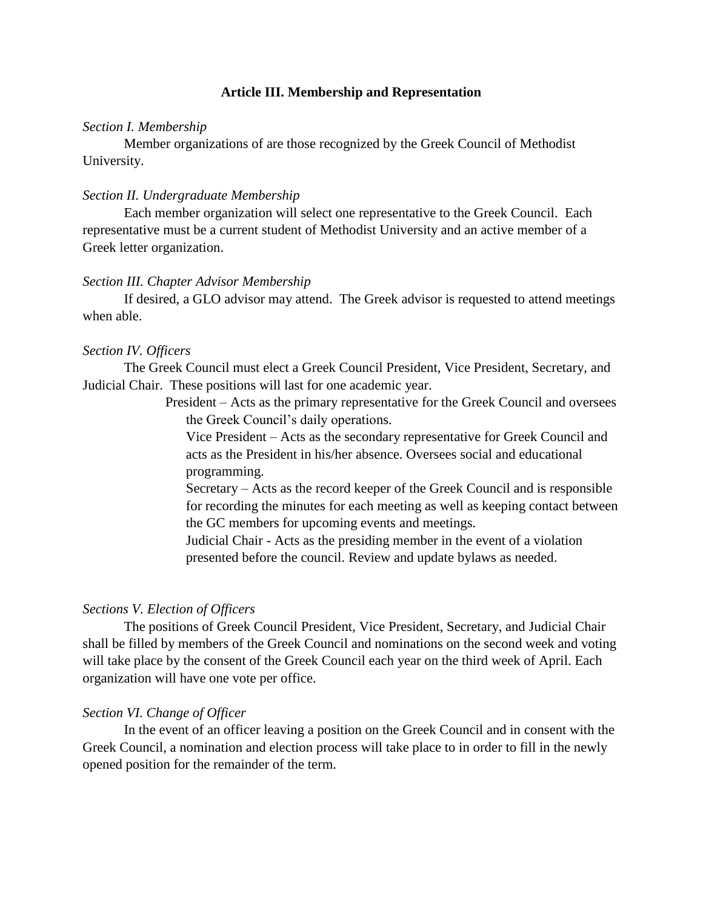## Article III. Membership and Representation

*Section I. Membership*

Member organizations of are those recognized by the Greek Council of Methodist University.

*Section II. Undergraduate Membership*

Each member organization will select one representative to the Greek Council. Each representative must be a current student of Methodist University and an active member of a Greek letter organization.

*Section III. Chapter Advisor Membership*

If desired, a GLO advisor may attend. The Greek advisor is requested to attend meetings when able.

*Section IV. Officers*

The Greek Council must elect a Greek Council President, Vice President, Secretary, and Judicial Chair. These positions will last for one academic year.

President – Acts as the primary representative for the Greek Council and oversees the Greek Council's daily operations.

Vice President – Acts as the secondary representative for Greek Council and acts as the President in his/her absence. Oversees social and educational programming.

Secretary – Acts as the record keeper of the Greek Council and is responsible for recording the minutes for each meeting as well as keeping contact between the GC members for upcoming events and meetings.

Judicial Chair - Acts as the presiding member in the event of a violation presented before the council. Review and update bylaws as needed.

*Sections V. Election of Officers*

The positions of Greek Council President, Vice President, Secretary, and Judicial Chair shall be filled by members of the Greek Council and nominations on the second week and voting will take place by the consent of the Greek Council each year on the third week of April. Each organization will have one vote per office.

*Section VI. Change of Officer*

In the event of an officer leaving a position on the Greek Council and in consent with the Greek Council, a nomination and election process will take place to in order to fill in the newly opened position for the remainder of the term.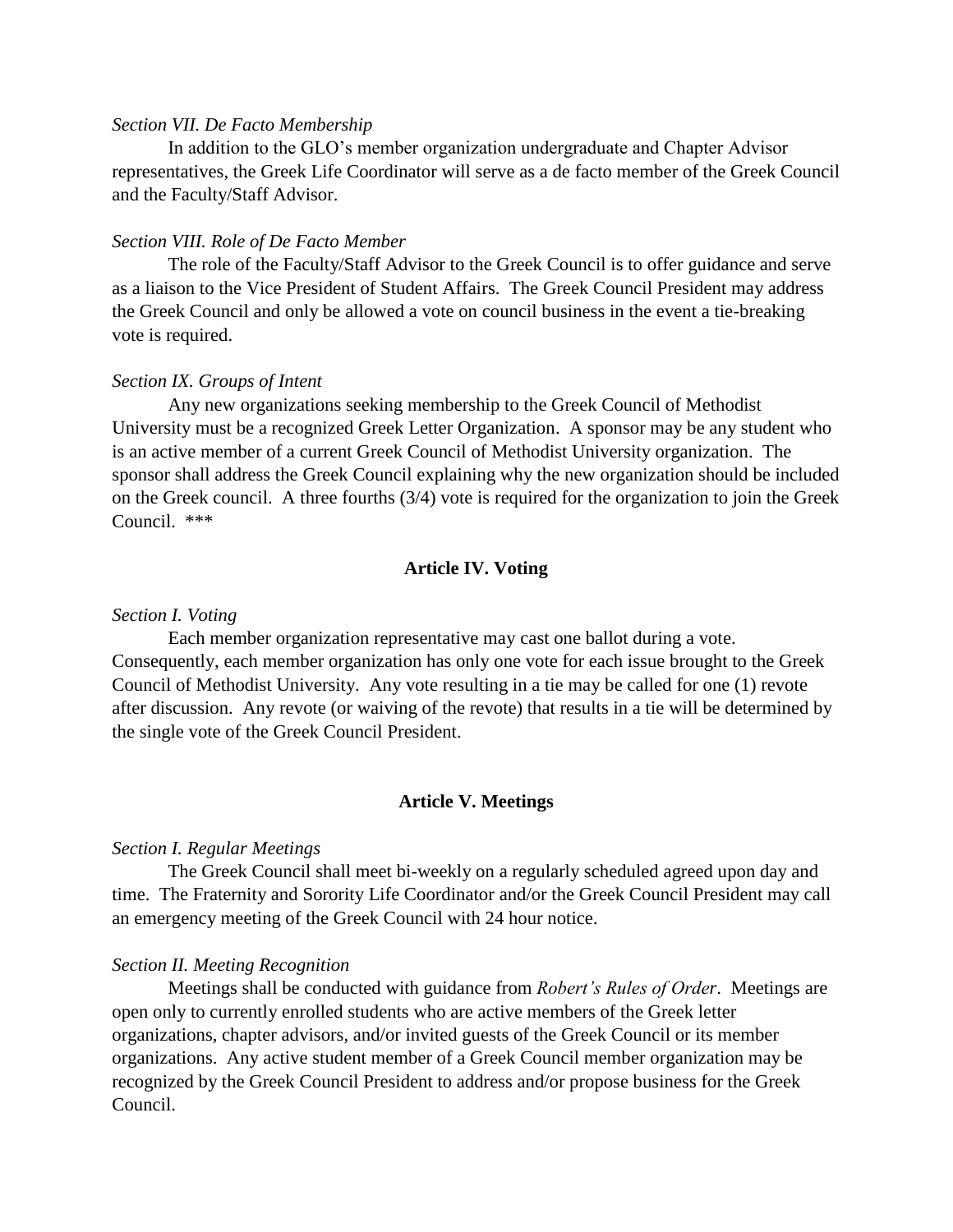*Section VII. De Facto Membership*

In addition to the GLO's member organization undergraduate and Chapter Advisor representatives, the Greek Life Coordinator will serve as a de facto member of the Greek Council and the Faculty/Staff Advisor.

*Section VIII. Role of De Facto Member*

The role of the Faculty/Staff Advisor to the Greek Council is to offer guidance and serve as a liaison to the Vice President of Student Affairs. The Greek Council President may address the Greek Council and only be allowed a vote on council business in the event a tie-breaking vote is required.

*Section IX. Groups of Intent*

Any new organizations seeking membership to the Greek Council of Methodist University must be a recognized Greek Letter Organization. A sponsor may be any student who is an active member of a current Greek Council of Methodist University organization. The sponsor shall address the Greek Council explaining why the new organization should be included on the Greek council. A three fourths (3/4) vote is required for the organization to join the Greek Council. ***

## Article IV. Voting

*Section I. Voting*

Each member organization representative may cast one ballot during a vote. Consequently, each member organization has only one vote for each issue brought to the Greek Council of Methodist University. Any vote resulting in a tie may be called for one (1) revote after discussion. Any revote (or waiving of the revote) that results in a tie will be determined by the single vote of the Greek Council President.

## Article V. Meetings

*Section I. Regular Meetings*

The Greek Council shall meet bi-weekly on a regularly scheduled agreed upon day and time. The Fraternity and Sorority Life Coordinator and/or the Greek Council President may call an emergency meeting of the Greek Council with 24 hour notice.

*Section II. Meeting Recognition*

Meetings shall be conducted with guidance from *Robert's Rules of Order*. Meetings are open only to currently enrolled students who are active members of the Greek letter organizations, chapter advisors, and/or invited guests of the Greek Council or its member organizations. Any active student member of a Greek Council member organization may be recognized by the Greek Council President to address and/or propose business for the Greek Council.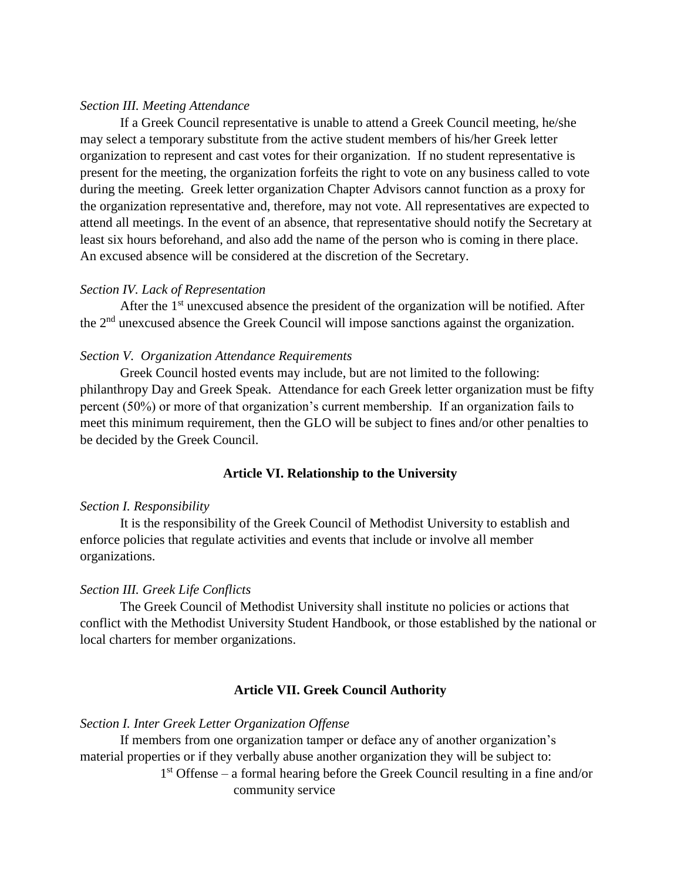*Section III. Meeting Attendance*

If a Greek Council representative is unable to attend a Greek Council meeting, he/she may select a temporary substitute from the active student members of his/her Greek letter organization to represent and cast votes for their organization. If no student representative is present for the meeting, the organization forfeits the right to vote on any business called to vote during the meeting. Greek letter organization Chapter Advisors cannot function as a proxy for the organization representative and, therefore, may not vote. All representatives are expected to attend all meetings. In the event of an absence, that representative should notify the Secretary at least six hours beforehand, and also add the name of the person who is coming in there place. An excused absence will be considered at the discretion of the Secretary.

*Section IV. Lack of Representation*

After the 1st unexcused absence the president of the organization will be notified. After the 2nd unexcused absence the Greek Council will impose sanctions against the organization.

*Section V. Organization Attendance Requirements*

Greek Council hosted events may include, but are not limited to the following: philanthropy Day and Greek Speak. Attendance for each Greek letter organization must be fifty percent (50%) or more of that organization's current membership. If an organization fails to meet this minimum requirement, then the GLO will be subject to fines and/or other penalties to be decided by the Greek Council.

## Article VI. Relationship to the University

*Section I. Responsibility*

It is the responsibility of the Greek Council of Methodist University to establish and enforce policies that regulate activities and events that include or involve all member organizations.

*Section III. Greek Life Conflicts*

The Greek Council of Methodist University shall institute no policies or actions that conflict with the Methodist University Student Handbook, or those established by the national or local charters for member organizations.

## Article VII. Greek Council Authority

*Section I. Inter Greek Letter Organization Offense*

If members from one organization tamper or deface any of another organization's material properties or if they verbally abuse another organization they will be subject to:

1st Offense – a formal hearing before the Greek Council resulting in a fine and/or community service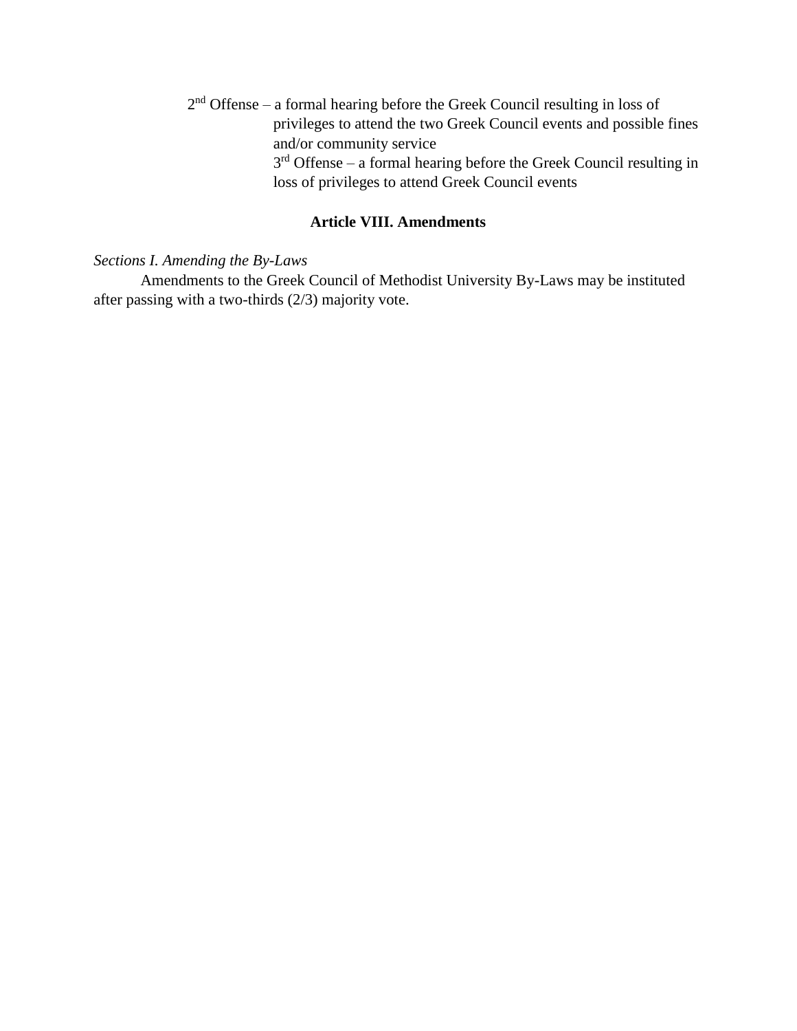2nd Offense – a formal hearing before the Greek Council resulting in loss of privileges to attend the two Greek Council events and possible fines and/or community service

3rd Offense – a formal hearing before the Greek Council resulting in loss of privileges to attend Greek Council events

## Article VIII. Amendments

*Sections I. Amending the By-Laws*

Amendments to the Greek Council of Methodist University By-Laws may be instituted after passing with a two-thirds (2/3) majority vote.